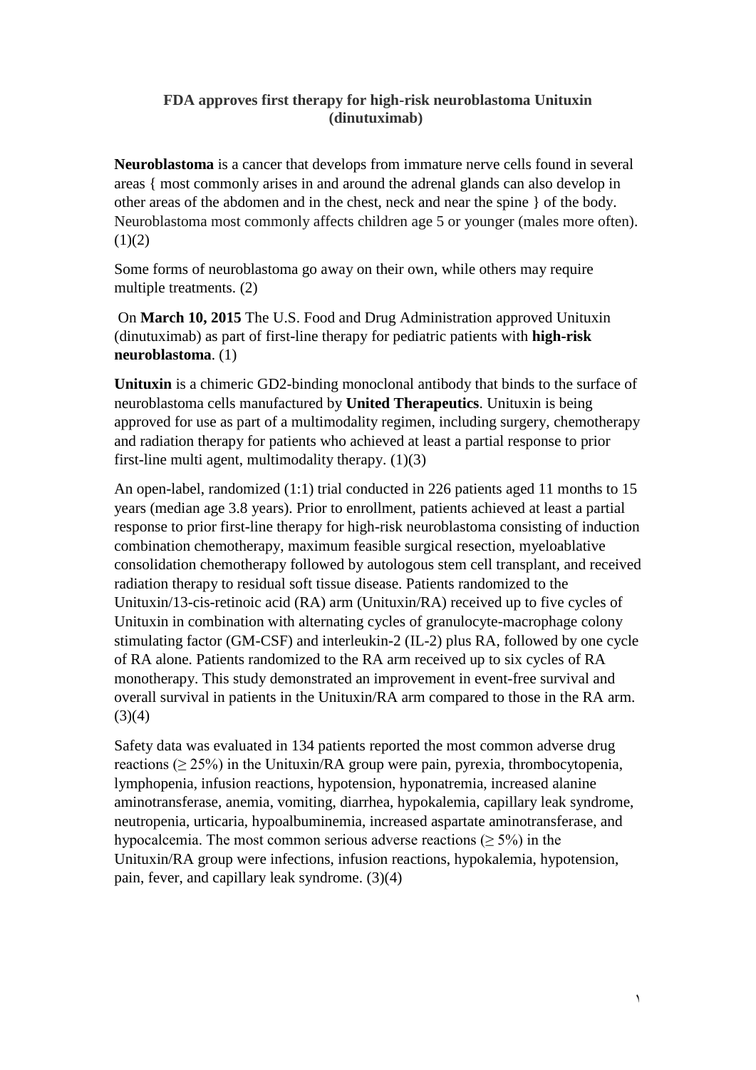# FDA approves first therapy for high-risk neuroblastoma Unituxin (dinutuximab)

**Neuroblastoma** is a cancer that develops from immature nerve cells found in several areas { most commonly arises in and around the adrenal glands can also develop in other areas of the abdomen and in the chest, neck and near the spine } of the body. Neuroblastoma most commonly affects children age 5 or younger (males more often). (1)(2)

Some forms of neuroblastoma go away on their own, while others may require multiple treatments. (2)

On **March 10, 2015** The U.S. Food and Drug Administration approved Unituxin (dinutuximab) as part of first-line therapy for pediatric patients with **high-risk neuroblastoma**. (1)

**Unituxin** is a chimeric GD2-binding monoclonal antibody that binds to the surface of neuroblastoma cells manufactured by **United Therapeutics**. Unituxin is being approved for use as part of a multimodality regimen, including surgery, chemotherapy and radiation therapy for patients who achieved at least a partial response to prior first-line multi agent, multimodality therapy. (1)(3)

An open-label, randomized (1:1) trial conducted in 226 patients aged 11 months to 15 years (median age 3.8 years). Prior to enrollment, patients achieved at least a partial response to prior first-line therapy for high-risk neuroblastoma consisting of induction combination chemotherapy, maximum feasible surgical resection, myeloablative consolidation chemotherapy followed by autologous stem cell transplant, and received radiation therapy to residual soft tissue disease. Patients randomized to the Unituxin/13-cis-retinoic acid (RA) arm (Unituxin/RA) received up to five cycles of Unituxin in combination with alternating cycles of granulocyte-macrophage colony stimulating factor (GM-CSF) and interleukin-2 (IL-2) plus RA, followed by one cycle of RA alone. Patients randomized to the RA arm received up to six cycles of RA monotherapy. This study demonstrated an improvement in event-free survival and overall survival in patients in the Unituxin/RA arm compared to those in the RA arm. (3)(4)

Safety data was evaluated in 134 patients reported the most common adverse drug reactions ($\geq 25\%$) in the Unituxin/RA group were pain, pyrexia, thrombocytopenia, lymphopenia, infusion reactions, hypotension, hyponatremia, increased alanine aminotransferase, anemia, vomiting, diarrhea, hypokalemia, capillary leak syndrome, neutropenia, urticaria, hypoalbuminemia, increased aspartate aminotransferase, and hypocalcemia. The most common serious adverse reactions ($\geq 5\%$) in the Unituxin/RA group were infections, infusion reactions, hypokalemia, hypotension, pain, fever, and capillary leak syndrome. (3)(4)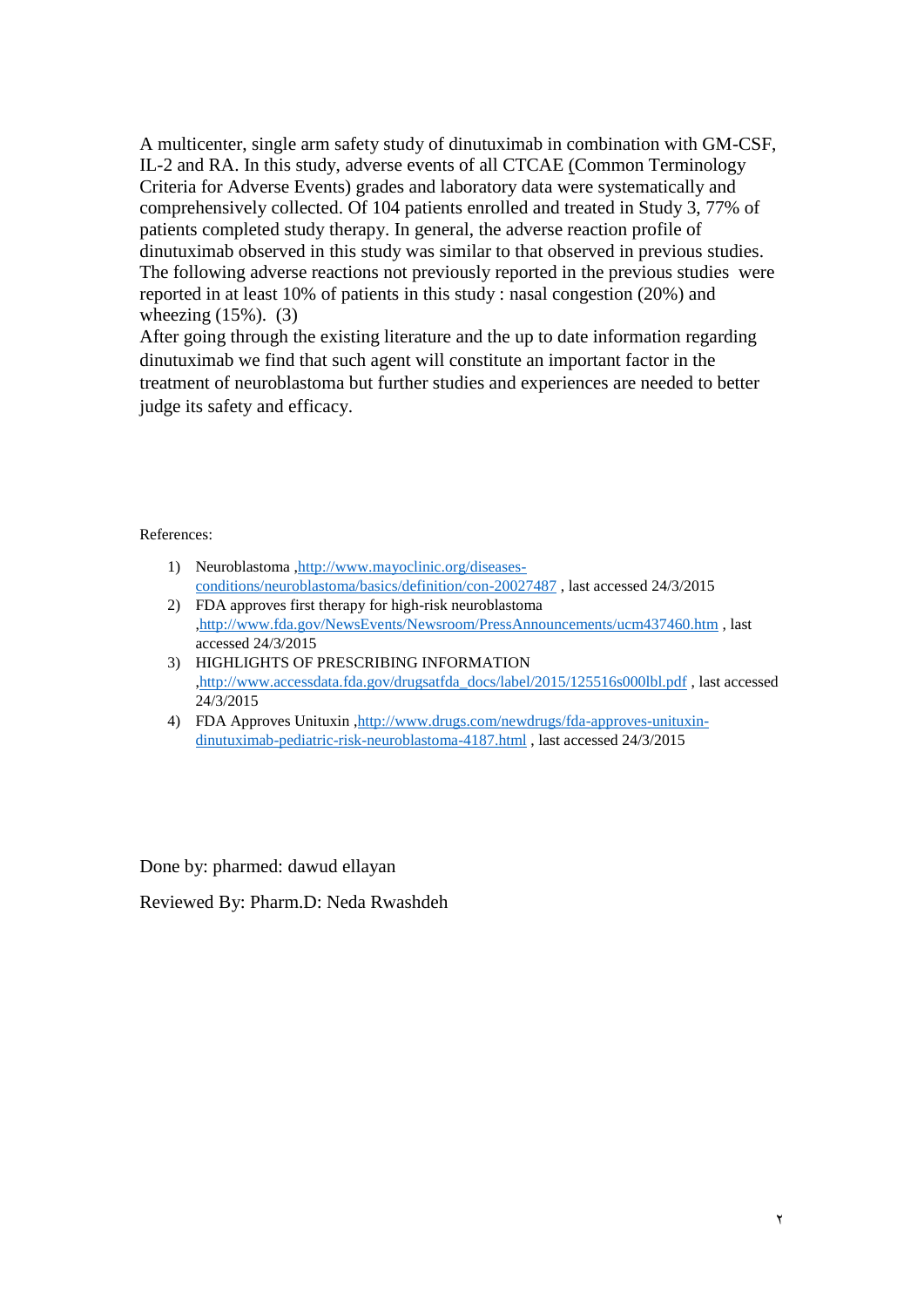A multicenter, single arm safety study of dinutuximab in combination with GM-CSF, IL-2 and RA. In this study, adverse events of all CTCAE (Common Terminology Criteria for Adverse Events) grades and laboratory data were systematically and comprehensively collected. Of 104 patients enrolled and treated in Study 3, 77% of patients completed study therapy. In general, the adverse reaction profile of dinutuximab observed in this study was similar to that observed in previous studies. The following adverse reactions not previously reported in the previous studies were reported in at least 10% of patients in this study : nasal congestion (20%) and wheezing (15%). (3)

After going through the existing literature and the up to date information regarding dinutuximab we find that such agent will constitute an important factor in the treatment of neuroblastoma but further studies and experiences are needed to better judge its safety and efficacy.

References:

1) Neuroblastoma ,http://www.mayoclinic.org/diseases-conditions/neuroblastoma/basics/definition/con-20027487 , last accessed 24/3/2015
2) FDA approves first therapy for high-risk neuroblastoma ,http://www.fda.gov/NewsEvents/Newsroom/PressAnnouncements/ucm437460.htm , last accessed 24/3/2015
3) HIGHLIGHTS OF PRESCRIBING INFORMATION ,http://www.accessdata.fda.gov/drugsatfda_docs/label/2015/125516s000lbl.pdf , last accessed 24/3/2015
4) FDA Approves Unituxin ,http://www.drugs.com/newdrugs/fda-approves-unituxin-dinutuximab-pediatric-risk-neuroblastoma-4187.html , last accessed 24/3/2015

Done by: pharmed: dawud ellayan

Reviewed By: Pharm.D: Neda Rwashdeh